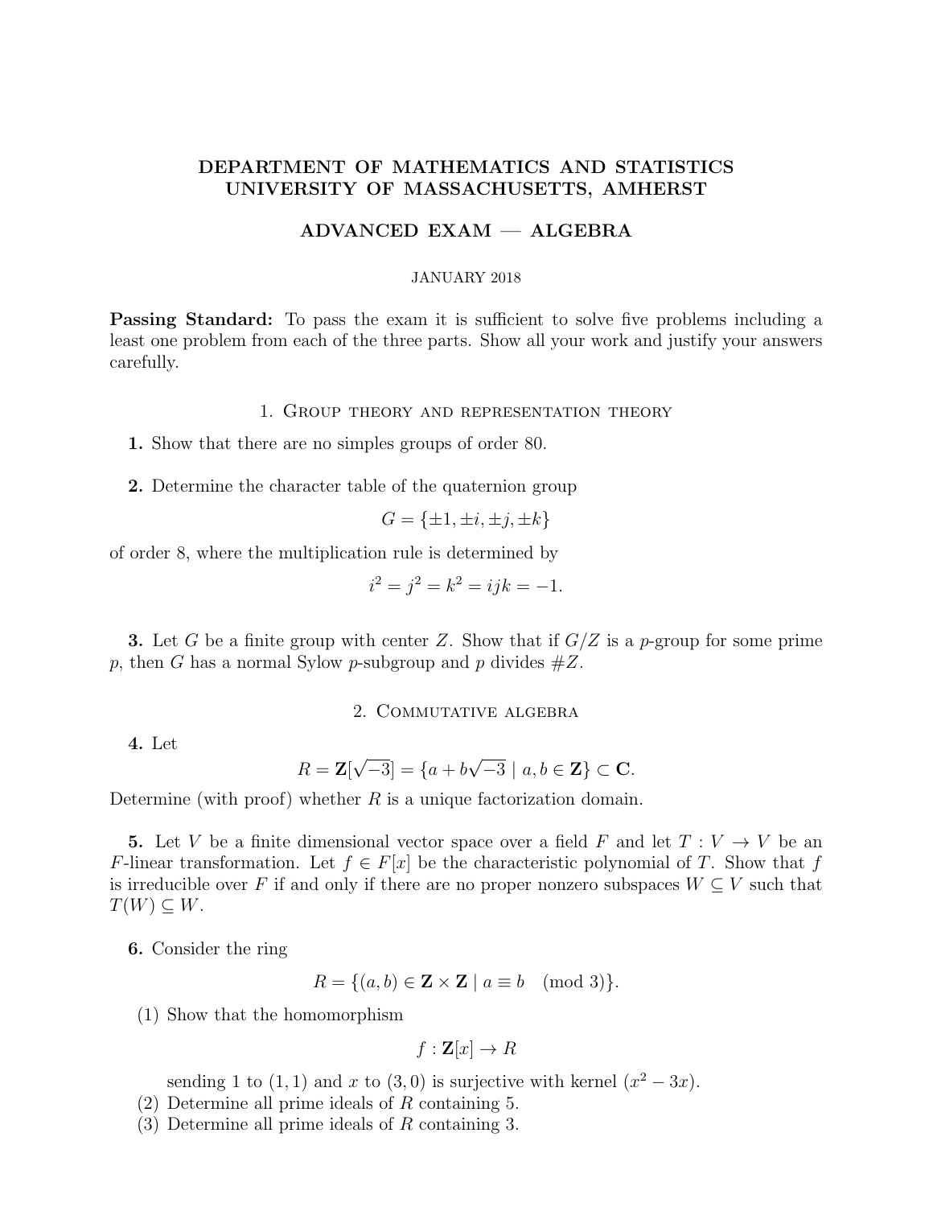# DEPARTMENT OF MATHEMATICS AND STATISTICS
# UNIVERSITY OF MASSACHUSETTS, AMHERST

## ADVANCED EXAM — ALGEBRA

JANUARY 2018

**Passing Standard:** To pass the exam it is sufficient to solve five problems including a least one problem from each of the three parts. Show all your work and justify your answers carefully.

### 1. Group theory and representation theory

**1.** Show that there are no simples groups of order 80.

**2.** Determine the character table of the quaternion group

$$G = \{\pm 1, \pm i, \pm j, \pm k\}$$

of order 8, where the multiplication rule is determined by

$$i^2 = j^2 = k^2 = ijk = -1.$$

**3.** Let $G$ be a finite group with center $Z$. Show that if $G/Z$ is a $p$-group for some prime $p$, then $G$ has a normal Sylow $p$-subgroup and $p$ divides $\#Z$.

### 2. Commutative algebra

**4.** Let

$$R = \mathbf{Z}[\sqrt{-3}] = \{a + b\sqrt{-3} \mid a, b \in \mathbf{Z}\} \subset \mathbf{C}.$$

Determine (with proof) whether $R$ is a unique factorization domain.

**5.** Let $V$ be a finite dimensional vector space over a field $F$ and let $T : V \to V$ be an $F$-linear transformation. Let $f \in F[x]$ be the characteristic polynomial of $T$. Show that $f$ is irreducible over $F$ if and only if there are no proper nonzero subspaces $W \subsetneq V$ such that $T(W) \subseteq W$.

**6.** Consider the ring

$$R = \{(a, b) \in \mathbf{Z} \times \mathbf{Z} \mid a \equiv b \pmod 3\}.$$

(1) Show that the homomorphism

$$f : \mathbf{Z}[x] \to R$$

sending 1 to $(1, 1)$ and $x$ to $(3, 0)$ is surjective with kernel $(x^2 - 3x)$.

(2) Determine all prime ideals of $R$ containing 5.

(3) Determine all prime ideals of $R$ containing 3.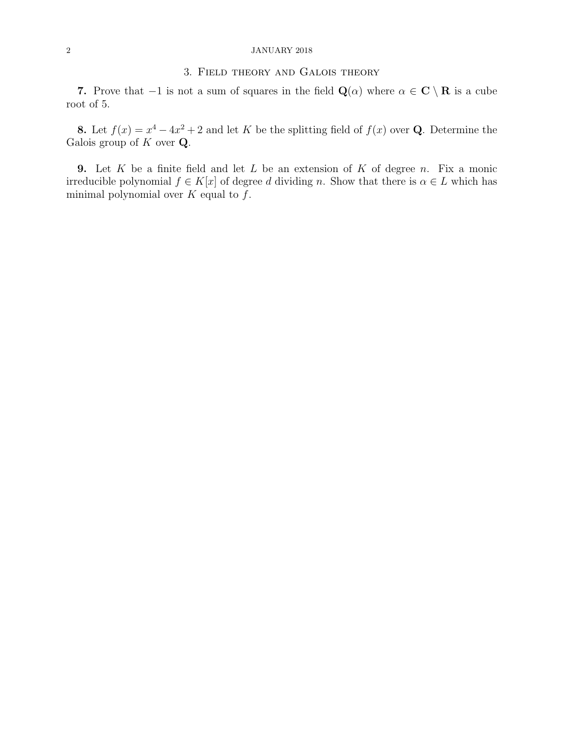## 3. Field theory and Galois theory

**7.** Prove that $-1$ is not a sum of squares in the field $\mathbf{Q}(\alpha)$ where $\alpha \in \mathbf{C} \setminus \mathbf{R}$ is a cube root of 5.

**8.** Let $f(x) = x^4 - 4x^2 + 2$ and let $K$ be the splitting field of $f(x)$ over $\mathbf{Q}$. Determine the Galois group of $K$ over $\mathbf{Q}$.

**9.** Let $K$ be a finite field and let $L$ be an extension of $K$ of degree $n$. Fix a monic irreducible polynomial $f \in K[x]$ of degree $d$ dividing $n$. Show that there is $\alpha \in L$ which has minimal polynomial over $K$ equal to $f$.